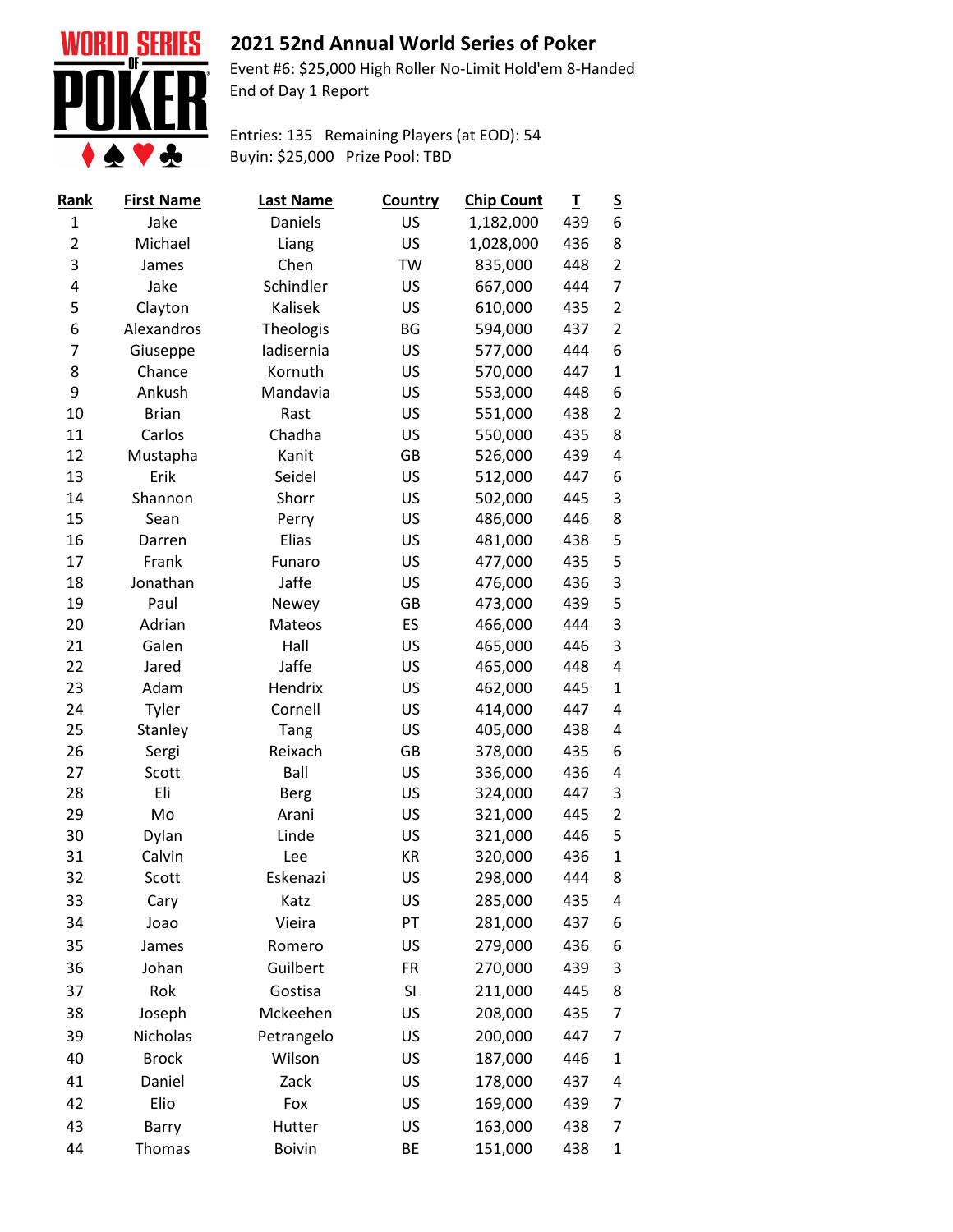# 2021 52nd Annual World Series of Poker

Event #6: $25,000 High Roller No-Limit Hold'em 8-Handed
End of Day 1 Report

Entries: 135 Remaining Players (at EOD): 54
Buyin: $25,000 Prize Pool: TBD

| Rank | First Name | Last Name | Country | Chip Count | T | S |
|---|---|---|---|---|---|---|
| 1 | Jake | Daniels | US | 1,182,000 | 439 | 6 |
| 2 | Michael | Liang | US | 1,028,000 | 436 | 8 |
| 3 | James | Chen | TW | 835,000 | 448 | 2 |
| 4 | Jake | Schindler | US | 667,000 | 444 | 7 |
| 5 | Clayton | Kalisek | US | 610,000 | 435 | 2 |
| 6 | Alexandros | Theologis | BG | 594,000 | 437 | 2 |
| 7 | Giuseppe | Iadisernia | US | 577,000 | 444 | 6 |
| 8 | Chance | Kornuth | US | 570,000 | 447 | 1 |
| 9 | Ankush | Mandavia | US | 553,000 | 448 | 6 |
| 10 | Brian | Rast | US | 551,000 | 438 | 2 |
| 11 | Carlos | Chadha | US | 550,000 | 435 | 8 |
| 12 | Mustapha | Kanit | GB | 526,000 | 439 | 4 |
| 13 | Erik | Seidel | US | 512,000 | 447 | 6 |
| 14 | Shannon | Shorr | US | 502,000 | 445 | 3 |
| 15 | Sean | Perry | US | 486,000 | 446 | 8 |
| 16 | Darren | Elias | US | 481,000 | 438 | 5 |
| 17 | Frank | Funaro | US | 477,000 | 435 | 5 |
| 18 | Jonathan | Jaffe | US | 476,000 | 436 | 3 |
| 19 | Paul | Newey | GB | 473,000 | 439 | 5 |
| 20 | Adrian | Mateos | ES | 466,000 | 444 | 3 |
| 21 | Galen | Hall | US | 465,000 | 446 | 3 |
| 22 | Jared | Jaffe | US | 465,000 | 448 | 4 |
| 23 | Adam | Hendrix | US | 462,000 | 445 | 1 |
| 24 | Tyler | Cornell | US | 414,000 | 447 | 4 |
| 25 | Stanley | Tang | US | 405,000 | 438 | 4 |
| 26 | Sergi | Reixach | GB | 378,000 | 435 | 6 |
| 27 | Scott | Ball | US | 336,000 | 436 | 4 |
| 28 | Eli | Berg | US | 324,000 | 447 | 3 |
| 29 | Mo | Arani | US | 321,000 | 445 | 2 |
| 30 | Dylan | Linde | US | 321,000 | 446 | 5 |
| 31 | Calvin | Lee | KR | 320,000 | 436 | 1 |
| 32 | Scott | Eskenazi | US | 298,000 | 444 | 8 |
| 33 | Cary | Katz | US | 285,000 | 435 | 4 |
| 34 | Joao | Vieira | PT | 281,000 | 437 | 6 |
| 35 | James | Romero | US | 279,000 | 436 | 6 |
| 36 | Johan | Guilbert | FR | 270,000 | 439 | 3 |
| 37 | Rok | Gostisa | SI | 211,000 | 445 | 8 |
| 38 | Joseph | Mckeehen | US | 208,000 | 435 | 7 |
| 39 | Nicholas | Petrangelo | US | 200,000 | 447 | 7 |
| 40 | Brock | Wilson | US | 187,000 | 446 | 1 |
| 41 | Daniel | Zack | US | 178,000 | 437 | 4 |
| 42 | Elio | Fox | US | 169,000 | 439 | 7 |
| 43 | Barry | Hutter | US | 163,000 | 438 | 7 |
| 44 | Thomas | Boivin | BE | 151,000 | 438 | 1 |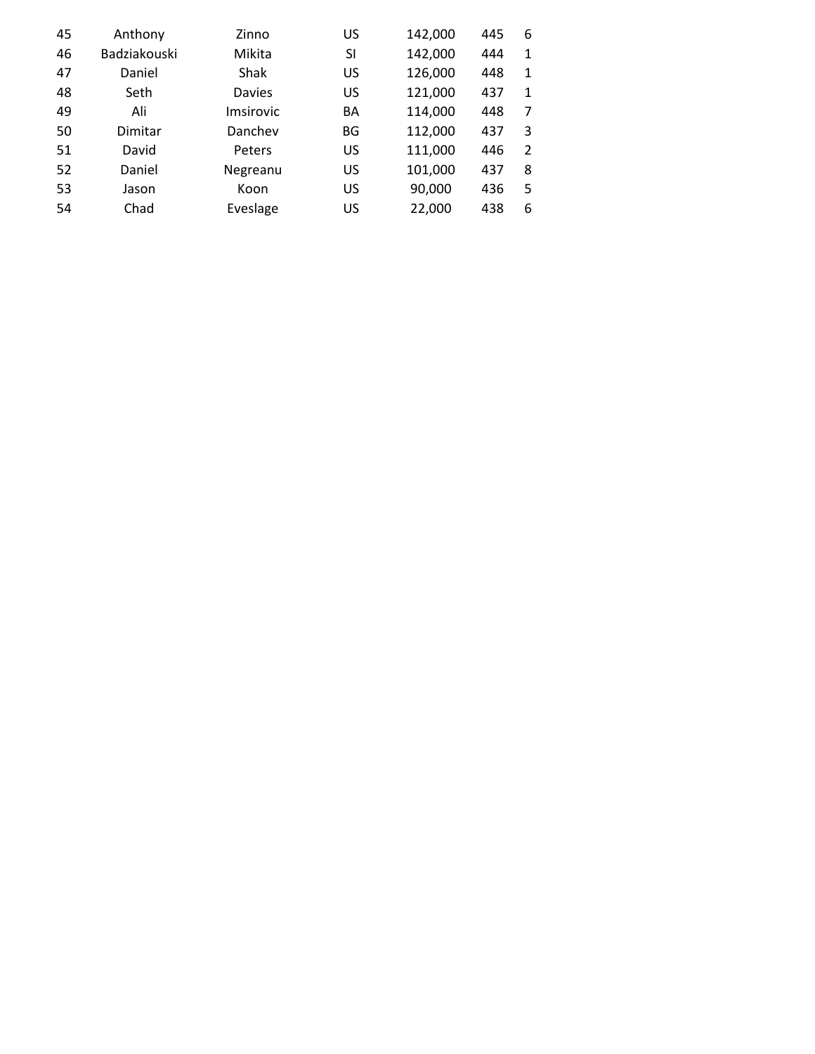| | | | | | | |
|---|---|---|---|---|---|---|
| 45 | Anthony | Zinno | US | 142,000 | 445 | 6 |
| 46 | Badziakouski | Mikita | SI | 142,000 | 444 | 1 |
| 47 | Daniel | Shak | US | 126,000 | 448 | 1 |
| 48 | Seth | Davies | US | 121,000 | 437 | 1 |
| 49 | Ali | Imsirovic | BA | 114,000 | 448 | 7 |
| 50 | Dimitar | Danchev | BG | 112,000 | 437 | 3 |
| 51 | David | Peters | US | 111,000 | 446 | 2 |
| 52 | Daniel | Negreanu | US | 101,000 | 437 | 8 |
| 53 | Jason | Koon | US | 90,000 | 436 | 5 |
| 54 | Chad | Eveslage | US | 22,000 | 438 | 6 |